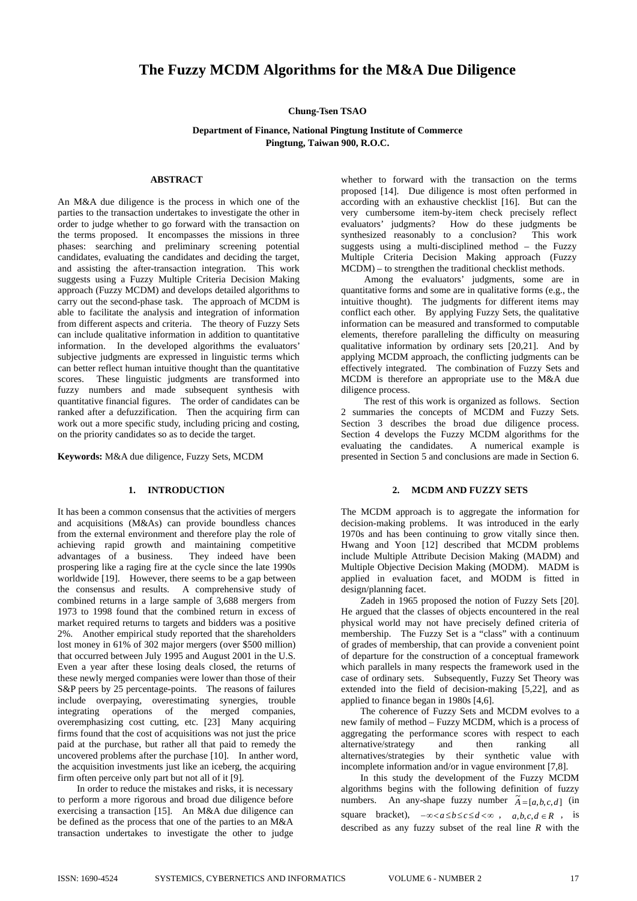# The Fuzzy MCDM Algorithms for the M&A Due Diligence

**Chung-Tsen TSAO**

**Department of Finance, National Pingtung Institute of Commerce**
**Pingtung, Taiwan 900, R.O.C.**

## ABSTRACT

An M&A due diligence is the process in which one of the parties to the transaction undertakes to investigate the other in order to judge whether to go forward with the transaction on the terms proposed. It encompasses the missions in three phases: searching and preliminary screening potential candidates, evaluating the candidates and deciding the target, and assisting the after-transaction integration. This work suggests using a Fuzzy Multiple Criteria Decision Making approach (Fuzzy MCDM) and develops detailed algorithms to carry out the second-phase task. The approach of MCDM is able to facilitate the analysis and integration of information from different aspects and criteria. The theory of Fuzzy Sets can include qualitative information in addition to quantitative information. In the developed algorithms the evaluators' subjective judgments are expressed in linguistic terms which can better reflect human intuitive thought than the quantitative scores. These linguistic judgments are transformed into fuzzy numbers and made subsequent synthesis with quantitative financial figures. The order of candidates can be ranked after a defuzzification. Then the acquiring firm can work out a more specific study, including pricing and costing, on the priority candidates so as to decide the target.

**Keywords:** M&A due diligence, Fuzzy Sets, MCDM

## 1. INTRODUCTION

It has been a common consensus that the activities of mergers and acquisitions (M&As) can provide boundless chances from the external environment and therefore play the role of achieving rapid growth and maintaining competitive advantages of a business. They indeed have been prospering like a raging fire at the cycle since the late 1990s worldwide [19]. However, there seems to be a gap between the consensus and results. A comprehensive study of combined returns in a large sample of 3,688 mergers from 1973 to 1998 found that the combined return in excess of market required returns to targets and bidders was a positive 2%. Another empirical study reported that the shareholders lost money in 61% of 302 major mergers (over $500 million) that occurred between July 1995 and August 2001 in the U.S. Even a year after these losing deals closed, the returns of these newly merged companies were lower than those of their S&P peers by 25 percentage-points. The reasons of failures include overpaying, overestimating synergies, trouble integrating operations of the merged companies, overemphasizing cost cutting, etc. [23] Many acquiring firms found that the cost of acquisitions was not just the price paid at the purchase, but rather all that paid to remedy the uncovered problems after the purchase [10]. In anther word, the acquisition investments just like an iceberg, the acquiring firm often perceive only part but not all of it [9].

In order to reduce the mistakes and risks, it is necessary to perform a more rigorous and broad due diligence before exercising a transaction [15]. An M&A due diligence can be defined as the process that one of the parties to an M&A transaction undertakes to investigate the other to judge whether to forward with the transaction on the terms proposed [14]. Due diligence is most often performed in according with an exhaustive checklist [16]. But can the very cumbersome item-by-item check precisely reflect evaluators' judgments? How do these judgments be synthesized reasonably to a conclusion? This work suggests using a multi-disciplined method – the Fuzzy Multiple Criteria Decision Making approach (Fuzzy MCDM) – to strengthen the traditional checklist methods.

Among the evaluators' judgments, some are in quantitative forms and some are in qualitative forms (e.g., the intuitive thought). The judgments for different items may conflict each other. By applying Fuzzy Sets, the qualitative information can be measured and transformed to computable elements, therefore paralleling the difficulty on measuring qualitative information by ordinary sets [20,21]. And by applying MCDM approach, the conflicting judgments can be effectively integrated. The combination of Fuzzy Sets and MCDM is therefore an appropriate use to the M&A due diligence process.

The rest of this work is organized as follows. Section 2 summaries the concepts of MCDM and Fuzzy Sets. Section 3 describes the broad due diligence process. Section 4 develops the Fuzzy MCDM algorithms for the evaluating the candidates. A numerical example is presented in Section 5 and conclusions are made in Section 6.

## 2. MCDM AND FUZZY SETS

The MCDM approach is to aggregate the information for decision-making problems. It was introduced in the early 1970s and has been continuing to grow vitally since then. Hwang and Yoon [12] described that MCDM problems include Multiple Attribute Decision Making (MADM) and Multiple Objective Decision Making (MODM). MADM is applied in evaluation facet, and MODM is fitted in design/planning facet.

Zadeh in 1965 proposed the notion of Fuzzy Sets [20]. He argued that the classes of objects encountered in the real physical world may not have precisely defined criteria of membership. The Fuzzy Set is a "class" with a continuum of grades of membership, that can provide a convenient point of departure for the construction of a conceptual framework which parallels in many respects the framework used in the case of ordinary sets. Subsequently, Fuzzy Set Theory was extended into the field of decision-making [5,22], and as applied to finance began in 1980s [4,6].

The coherence of Fuzzy Sets and MCDM evolves to a new family of method – Fuzzy MCDM, which is a process of aggregating the performance scores with respect to each alternative/strategy and then ranking all alternatives/strategies by their synthetic value with incomplete information and/or in vague environment [7,8].

In this study the development of the Fuzzy MCDM algorithms begins with the following definition of fuzzy numbers. An any-shape fuzzy number $\tilde{A}=[a,b,c,d]$ (in square bracket), $-\infty<a\leq b\leq c\leq d<\infty$, $a,b,c,d\in R$, is described as any fuzzy subset of the real line $R$ with the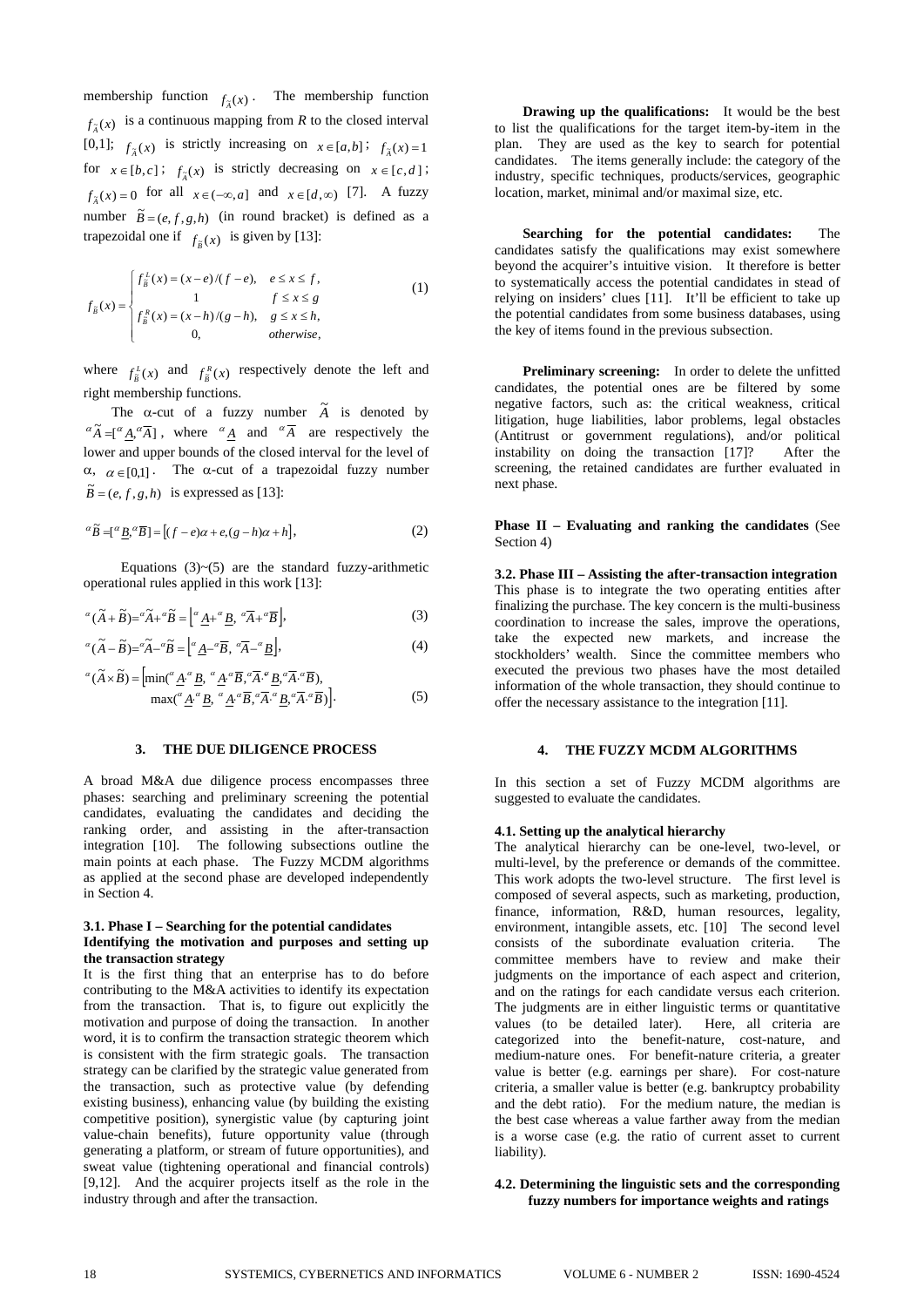membership function $f_{\tilde{A}}(x)$. The membership function $f_{\tilde{A}}(x)$ is a continuous mapping from $R$ to the closed interval [0,1]; $f_{\tilde{A}}(x)$ is strictly increasing on $x \in [a,b]$; $f_{\tilde{A}}(x) = 1$ for $x \in [b,c]$; $f_{\tilde{A}}(x)$ is strictly decreasing on $x \in [c,d]$; $f_{\tilde{A}}(x) = 0$ for all $x \in (-\infty, a]$ and $x \in [d, \infty)$ [7]. A fuzzy number $\tilde{B} = (e, f, g, h)$ (in round bracket) is defined as a trapezoidal one if $f_{\tilde{B}}(x)$ is given by [13]:

$$
f_{\tilde{B}}(x) = \begin{cases} f_{\tilde{B}}^{L}(x) = (x-e)/(f-e), & e \le x \le f, \\ 1 & f \le x \le g \\ f_{\tilde{B}}^{R}(x) = (x-h)/(g-h), & g \le x \le h, \\ 0, & otherwise, \end{cases} \tag{1}
$$

where $f_{\tilde{B}}^{L}(x)$ and $f_{\tilde{B}}^{R}(x)$ respectively denote the left and right membership functions.

The α-cut of a fuzzy number $\tilde{A}$ is denoted by ${}^{\alpha}\tilde{A} = [{}^{\alpha}\underline{A}, {}^{\alpha}\overline{A}]$, where ${}^{\alpha}\underline{A}$ and ${}^{\alpha}\overline{A}$ are respectively the lower and upper bounds of the closed interval for the level of α, $\alpha \in [0,1]$. The α-cut of a trapezoidal fuzzy number $\tilde{B} = (e, f, g, h)$ is expressed as [13]:

$$
{}^{\alpha}\tilde{B} = [{}^{\alpha}\underline{B}, {}^{\alpha}\overline{B}] = \left[(f-e)\alpha + e, (g-h)\alpha + h\right], \tag{2}
$$

Equations (3)~(5) are the standard fuzzy-arithmetic operational rules applied in this work [13]:

$$
{}^{\alpha}(\tilde{A} + \tilde{B}) = {}^{\alpha}\tilde{A} + {}^{\alpha}\tilde{B} = \left[{}^{\alpha}\underline{A} + {}^{\alpha}\underline{B},\ {}^{\alpha}\overline{A} + {}^{\alpha}\overline{B}\right], \tag{3}
$$

$$
{}^{\alpha}(\tilde{A} - \tilde{B}) = {}^{\alpha}\tilde{A} - {}^{\alpha}\tilde{B} = \left[{}^{\alpha}\underline{A} - {}^{\alpha}\overline{B},\ {}^{\alpha}\overline{A} - {}^{\alpha}\underline{B}\right], \tag{4}
$$

$$
\begin{aligned}
{}^{\alpha}(\tilde{A} \times \tilde{B}) = \big[&\min({}^{\alpha}\underline{A}\cdot{}^{\alpha}\underline{B},\ {}^{\alpha}\underline{A}\cdot{}^{\alpha}\overline{B}, {}^{\alpha}\overline{A}\cdot{}^{\alpha}\underline{B}, {}^{\alpha}\overline{A}\cdot{}^{\alpha}\overline{B}), \\
&\max({}^{\alpha}\underline{A}\cdot{}^{\alpha}\underline{B},\ {}^{\alpha}\underline{A}\cdot{}^{\alpha}\overline{B}, {}^{\alpha}\overline{A}\cdot{}^{\alpha}\underline{B}, {}^{\alpha}\overline{A}\cdot{}^{\alpha}\overline{B})\big].
\end{aligned} \tag{5}
$$

## 3. THE DUE DILIGENCE PROCESS

A broad M&A due diligence process encompasses three phases: searching and preliminary screening the potential candidates, evaluating the candidates and deciding the ranking order, and assisting in the after-transaction integration [10]. The following subsections outline the main points at each phase. The Fuzzy MCDM algorithms as applied at the second phase are developed independently in Section 4.

### 3.1. Phase I – Searching for the potential candidates

**Identifying the motivation and purposes and setting up the transaction strategy**

It is the first thing that an enterprise has to do before contributing to the M&A activities to identify its expectation from the transaction. That is, to figure out explicitly the motivation and purpose of doing the transaction. In another word, it is to confirm the transaction strategic theorem which is consistent with the firm strategic goals. The transaction strategy can be clarified by the strategic value generated from the transaction, such as protective value (by defending existing business), enhancing value (by building the existing competitive position), synergistic value (by capturing joint value-chain benefits), future opportunity value (through generating a platform, or stream of future opportunities), and sweat value (tightening operational and financial controls) [9,12]. And the acquirer projects itself as the role in the industry through and after the transaction.

**Drawing up the qualifications:** It would be the best to list the qualifications for the target item-by-item in the plan. They are used as the key to search for potential candidates. The items generally include: the category of the industry, specific techniques, products/services, geographic location, market, minimal and/or maximal size, etc.

**Searching for the potential candidates:** The candidates satisfy the qualifications may exist somewhere beyond the acquirer's intuitive vision. It therefore is better to systematically access the potential candidates in stead of relying on insiders' clues [11]. It'll be efficient to take up the potential candidates from some business databases, using the key of items found in the previous subsection.

**Preliminary screening:** In order to delete the unfitted candidates, the potential ones are be filtered by some negative factors, such as: the critical weakness, critical litigation, huge liabilities, labor problems, legal obstacles (Antitrust or government regulations), and/or political instability on doing the transaction [17]? After the screening, the retained candidates are further evaluated in next phase.

**Phase II – Evaluating and ranking the candidates** (See Section 4)

### 3.2. Phase III – Assisting the after-transaction integration

This phase is to integrate the two operating entities after finalizing the purchase. The key concern is the multi-business coordination to increase the sales, improve the operations, take the expected new markets, and increase the stockholders' wealth. Since the committee members who executed the previous two phases have the most detailed information of the whole transaction, they should continue to offer the necessary assistance to the integration [11].

## 4. THE FUZZY MCDM ALGORITHMS

In this section a set of Fuzzy MCDM algorithms are suggested to evaluate the candidates.

### 4.1. Setting up the analytical hierarchy

The analytical hierarchy can be one-level, two-level, or multi-level, by the preference or demands of the committee. This work adopts the two-level structure. The first level is composed of several aspects, such as marketing, production, finance, information, R&D, human resources, legality, environment, intangible assets, etc. [10] The second level consists of the subordinate evaluation criteria. The committee members have to review and make their judgments on the importance of each aspect and criterion, and on the ratings for each candidate versus each criterion. The judgments are in either linguistic terms or quantitative values (to be detailed later). Here, all criteria are categorized into the benefit-nature, cost-nature, and medium-nature ones. For benefit-nature criteria, a greater value is better (e.g. earnings per share). For cost-nature criteria, a smaller value is better (e.g. bankruptcy probability and the debt ratio). For the medium nature, the median is the best case whereas a value farther away from the median is a worse case (e.g. the ratio of current asset to current liability).

### 4.2. Determining the linguistic sets and the corresponding fuzzy numbers for importance weights and ratings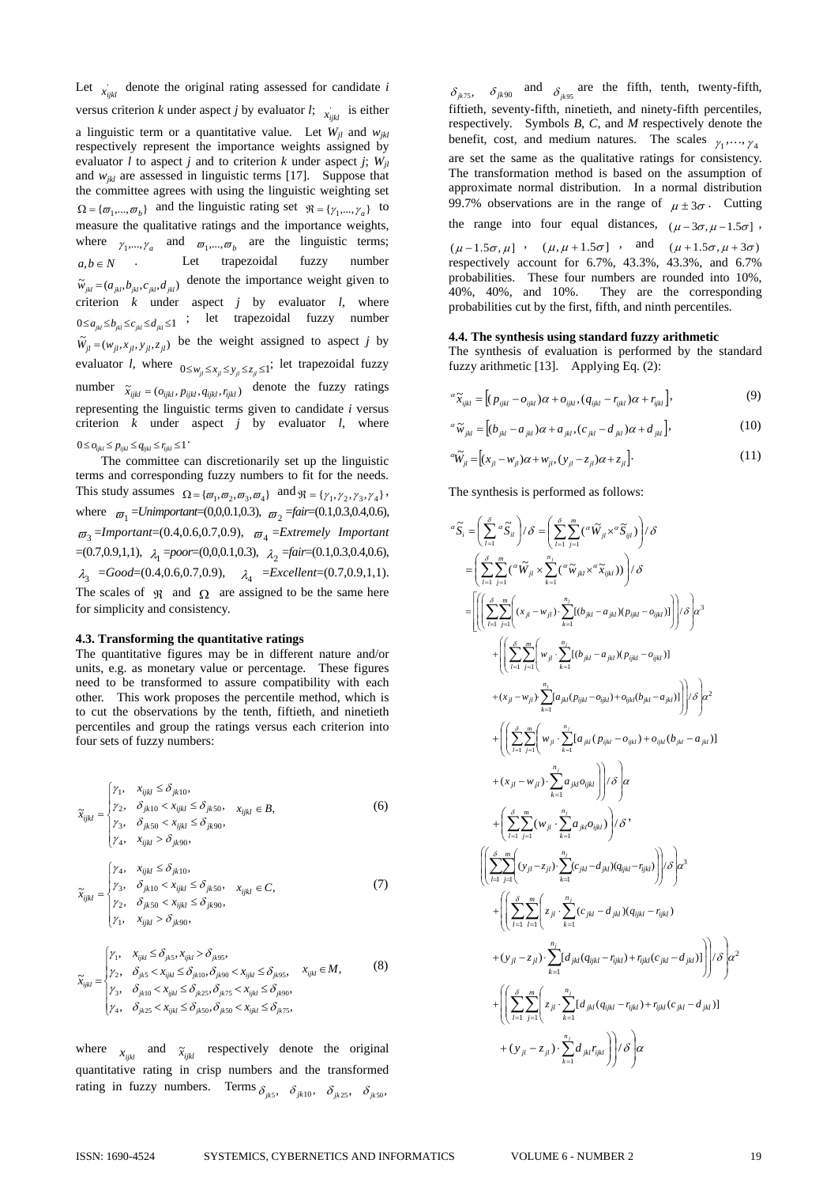Let $x'_{ijkl}$ denote the original rating assessed for candidate *i* versus criterion *k* under aspect *j* by evaluator *l*; $x'_{ijkl}$ is either a linguistic term or a quantitative value. Let $W_{jl}$ and $w_{jkl}$ respectively represent the importance weights assigned by evaluator *l* to aspect *j* and to criterion *k* under aspect *j*; $W_{jl}$ and $w_{jkl}$ are assessed in linguistic terms [17]. Suppose that the committee agrees with using the linguistic weighting set $\Omega = \{\varpi_1,...,\varpi_b\}$ and the linguistic rating set $\Re = \{\gamma_1,...,\gamma_a\}$ to measure the qualitative ratings and the importance weights, where $\gamma_1,...,\gamma_a$ and $\varpi_1,...,\varpi_b$ are the linguistic terms; $a,b \in N$ . Let trapezoidal fuzzy number $\tilde{w}_{jkl} = (a_{jkl}, b_{jkl}, c_{jkl}, d_{jkl})$ denote the importance weight given to criterion *k* under aspect *j* by evaluator *l*, where $0 \le a_{jkl} \le b_{jkl} \le c_{jkl} \le d_{jkl} \le 1$ ; let trapezoidal fuzzy number $\tilde{W}_{jl} = (w_{jl}, x_{jl}, y_{jl}, z_{jl})$ be the weight assigned to aspect *j* by evaluator *l*, where $0 \le w_{jl} \le x_{jl} \le y_{jl} \le z_{jl} \le 1$; let trapezoidal fuzzy number $\tilde{x}_{ijkl} = (o_{ijkl}, p_{ijkl}, q_{ijkl}, r_{ijkl})$ denote the fuzzy ratings representing the linguistic terms given to candidate *i* versus criterion *k* under aspect *j* by evaluator *l*, where $0 \le o_{ijkl} \le p_{ijkl} \le q_{ijkl} \le r_{ijkl} \le 1$.

The committee can discretionarily set up the linguistic terms and corresponding fuzzy numbers to fit for the needs. This study assumes $\Omega = \{\varpi_1, \varpi_2, \varpi_3, \varpi_4\}$ and $\Re = \{\gamma_1, \gamma_2, \gamma_3, \gamma_4\}$, where $\varpi_1$ =*Unimportant*=(0,0,0.1,0.3), $\varpi_2$ =*fair*=(0.1,0.3,0.4,0.6), $\varpi_3$ =*Important*=(0.4,0.6,0.7,0.9), $\varpi_4$ =*Extremely Important* =(0.7,0.9,1,1), $\lambda_1$ =*poor*=(0,0,0.1,0.3), $\lambda_2$ =*fair*=(0.1,0.3,0.4,0.6), $\lambda_3$ =*Good*=(0.4,0.6,0.7,0.9), $\lambda_4$ =*Excellent*=(0.7,0.9,1,1). The scales of $\Re$ and $\Omega$ are assigned to be the same here for simplicity and consistency.

### 4.3. Transforming the quantitative ratings

The quantitative figures may be in different nature and/or units, e.g. as monetary value or percentage. These figures need to be transformed to assure compatibility with each other. This work proposes the percentile method, which is to cut the observations by the tenth, fiftieth, and ninetieth percentiles and group the ratings versus each criterion into four sets of fuzzy numbers:

$$\tilde{x}_{ijkl} = \begin{cases} \gamma_1, & x_{ijkl} \le \delta_{jk10}, \\ \gamma_2, & \delta_{jk10} < x_{ijkl} \le \delta_{jk50}, \\ \gamma_3, & \delta_{jk50} < x_{ijkl} \le \delta_{jk90}, \\ \gamma_4, & x_{ijkl} > \delta_{jk90}, \end{cases} \quad x_{ijkl} \in B, \tag{6}$$

$$\tilde{x}_{ijkl} = \begin{cases} \gamma_4, & x_{ijkl} \le \delta_{jk10}, \\ \gamma_3, & \delta_{jk10} < x_{ijkl} \le \delta_{jk50}, \\ \gamma_2, & \delta_{jk50} < x_{ijkl} \le \delta_{jk90}, \\ \gamma_1, & x_{ijkl} > \delta_{jk90}, \end{cases} \quad x_{ijkl} \in C, \tag{7}$$

$$\tilde{x}_{ijkl} = \begin{cases} \gamma_1, & x_{ijkl} \le \delta_{jk5}, x_{ijkl} > \delta_{jk95}, \\ \gamma_2, & \delta_{jk5} < x_{ijkl} \le \delta_{jk10}, \delta_{jk90} < x_{ijkl} \le \delta_{jk95}, \\ \gamma_3, & \delta_{jk10} < x_{ijkl} \le \delta_{jk25}, \delta_{jk75} < x_{ijkl} \le \delta_{jk90}, \\ \gamma_4, & \delta_{jk25} < x_{ijkl} \le \delta_{jk50}, \delta_{jk50} < x_{ijkl} \le \delta_{jk75}, \end{cases} \quad x_{ijkl} \in M, \tag{8}$$

where $x_{ijkl}$ and $\tilde{x}_{ijkl}$ respectively denote the original quantitative rating in crisp numbers and the transformed rating in fuzzy numbers. Terms $\delta_{jk5}$, $\delta_{jk10}$, $\delta_{jk25}$, $\delta_{jk50}$, $\delta_{jk75}$, $\delta_{jk90}$ and $\delta_{jk95}$ are the fifth, tenth, twenty-fifth, fiftieth, seventy-fifth, ninetieth, and ninety-fifth percentiles, respectively. Symbols *B*, *C*, and *M* respectively denote the benefit, cost, and medium natures. The scales $\gamma_1, \cdots, \gamma_4$ are set the same as the qualitative ratings for consistency. The transformation method is based on the assumption of approximate normal distribution. In a normal distribution 99.7% observations are in the range of $\mu \pm 3\sigma$. Cutting the range into four equal distances, $(\mu - 3\sigma, \mu - 1.5\sigma]$, $(\mu - 1.5\sigma, \mu]$, $(\mu, \mu + 1.5\sigma]$, and $(\mu + 1.5\sigma, \mu + 3\sigma)$ respectively account for 6.7%, 43.3%, 43.3%, and 6.7% probabilities. These four numbers are rounded into 10%, 40%, 40%, and 10%. They are the corresponding probabilities cut by the first, fifth, and ninth percentiles.

### 4.4. The synthesis using standard fuzzy arithmetic

The synthesis of evaluation is performed by the standard fuzzy arithmetic [13]. Applying Eq. (2):

$${}^{\alpha}\tilde{x}_{ijkl} = \left[(p_{ijkl} - o_{ijkl})\alpha + o_{ijkl}, (q_{ijkl} - r_{ijkl})\alpha + r_{ijkl}\right], \tag{9}$$

$${}^{\alpha}\tilde{w}_{jkl} = \left[(b_{jkl} - a_{jkl})\alpha + a_{jkl}, (c_{jkl} - d_{jkl})\alpha + d_{jkl}\right], \tag{10}$$

$${}^{\alpha}\tilde{W}_{jl} = \left[(x_{jl} - w_{jl})\alpha + w_{jl}, (y_{jl} - z_{jl})\alpha + z_{jl}\right]. \tag{11}$$

The synthesis is performed as follows:

$$
\begin{aligned}
{}^{\alpha}\tilde{S}_i &= \left(\sum_{l=1}^{\delta} {}^{\alpha}\tilde{S}_{il}\right)/\delta = \left(\sum_{l=1}^{\delta}\sum_{j=1}^{m}({}^{\alpha}\tilde{W}_{jl} \times {}^{\alpha}\tilde{S}_{ijl})\right)/\delta \\
&= \left(\sum_{l=1}^{\delta}\sum_{j=1}^{m}\left({}^{\alpha}\tilde{W}_{jl} \times \sum_{k=1}^{n_j}({}^{\alpha}\tilde{w}_{jkl} \times {}^{\alpha}\tilde{x}_{ijkl})\right)\right)/\delta \\
&= \Bigg[\left(\left(\sum_{l=1}^{\delta}\sum_{j=1}^{m}\left((x_{jl} - w_{jl}) \cdot \sum_{k=1}^{n_j}[(b_{jkl} - a_{jkl})(p_{ijkl} - o_{ijkl})]\right)\right)/\delta\right)\alpha^3 \\
&\quad + \Bigg(\Bigg(\sum_{l=1}^{\delta}\sum_{j=1}^{m}\Bigg(w_{jl} \cdot \sum_{k=1}^{n_j}[(b_{jkl} - a_{jkl})(p_{ijkl} - o_{ijkl})] \\
&\quad + (x_{jl} - w_{jl}) \cdot \sum_{k=1}^{n_j}[a_{jkl}(p_{ijkl} - o_{ijkl}) + o_{ijkl}(b_{jkl} - a_{jkl})]\Bigg)\Bigg)/\delta\Bigg)\alpha^2 \\
&\quad + \Bigg(\Bigg(\sum_{l=1}^{\delta}\sum_{j=1}^{m}\Bigg(w_{jl} \cdot \sum_{k=1}^{n_j}[a_{jkl}(p_{ijkl} - o_{ijkl}) + o_{ijkl}(b_{jkl} - a_{jkl})] \\
&\quad + (x_{jl} - w_{jl}) \cdot \sum_{k=1}^{n_j} a_{jkl} o_{ijkl}\Bigg)\Bigg)/\delta\Bigg)\alpha \\
&\quad + \left(\sum_{l=1}^{\delta}\sum_{j=1}^{m}\left(w_{jl} \cdot \sum_{k=1}^{n_j} a_{jkl} o_{ijkl}\right)\right)/\delta, \\
&\quad \Bigg(\left(\left(\sum_{l=1}^{\delta}\sum_{j=1}^{m}\left((y_{jl} - z_{jl}) \cdot \sum_{k=1}^{n_j}(c_{jkl} - d_{jkl})(q_{ijkl} - r_{ijkl})\right)\right)/\delta\right)\alpha^3 \\
&\quad + \Bigg(\Bigg(\sum_{l=1}^{\delta}\sum_{l=1}^{m}\Bigg(z_{jl} \cdot \sum_{k=1}^{n_j}(c_{jkl} - d_{jkl})(q_{ijkl} - r_{ijkl}) \\
&\quad + (y_{jl} - z_{jl}) \cdot \sum_{k=1}^{n_j}[d_{jkl}(q_{ijkl} - r_{ijkl}) + r_{ijkl}(c_{jkl} - d_{jkl})]\Bigg)\Bigg)/\delta\Bigg)\alpha^2 \\
&\quad + \Bigg(\Bigg(\sum_{l=1}^{\delta}\sum_{j=1}^{m}\Bigg(z_{jl} \cdot \sum_{k=1}^{n_j}[d_{jkl}(q_{ijkl} - r_{ijkl}) + r_{ijkl}(c_{jkl} - d_{jkl})] \\
&\quad + (y_{jl} - z_{jl}) \cdot \sum_{k=1}^{n_j} d_{jkl} r_{ijkl}\Bigg)\Bigg)/\delta\Bigg)\alpha
\end{aligned}
$$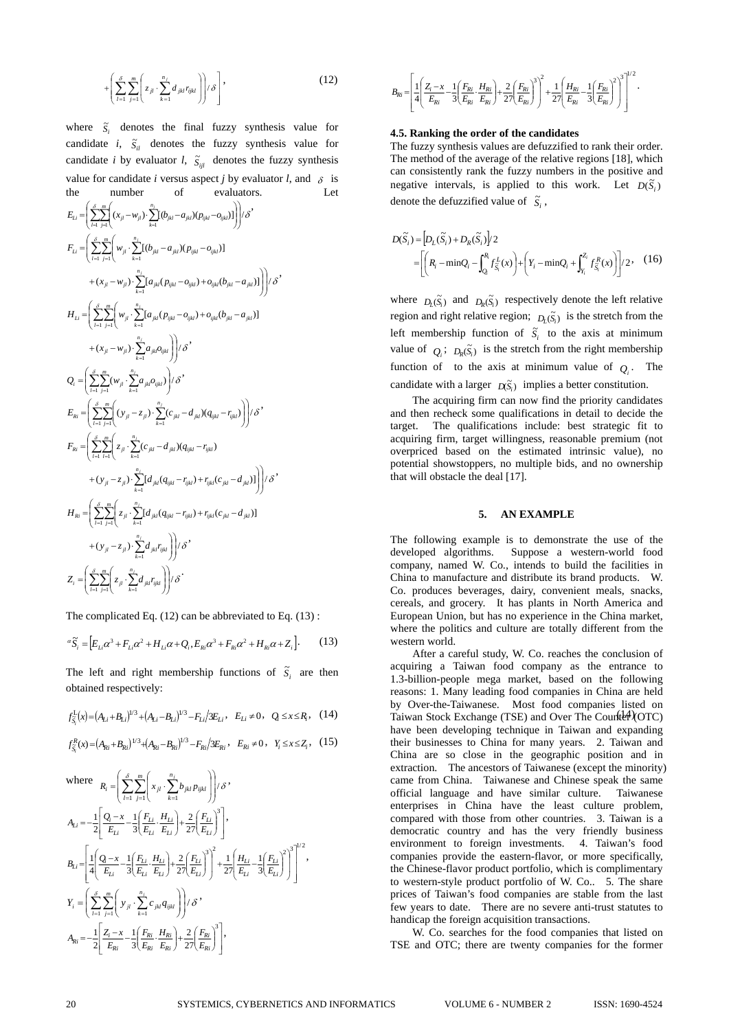$$+\left(\sum_{l=1}^{\delta}\sum_{j=1}^{m}\left(z_{jl}\cdot\sum_{k=1}^{n_j}d_{jkl}r_{ijkl}\right)\right)/\delta\Bigg], \quad (12)$$

where $\tilde{S}_i$ denotes the final fuzzy synthesis value for candidate $i$, $\tilde{S}_{il}$ denotes the fuzzy synthesis value for candidate $i$ by evaluator $l$, $\tilde{S}_{ijl}$ denotes the fuzzy synthesis value for candidate $i$ versus aspect $j$ by evaluator $l$, and $\delta$ is the number of evaluators. Let

$$E_{Li}=\left(\sum_{l=1}^{\delta}\sum_{j=1}^{m}\left((x_{jl}-w_{jl})\cdot\sum_{k=1}^{n_j}[(b_{jkl}-a_{jkl})(p_{ijkl}-o_{ijkl})]\right)\right)/\delta,$$

$$F_{Li}=\left(\sum_{l=1}^{\delta}\sum_{j=1}^{m}\left(w_{jl}\cdot\sum_{k=1}^{n_j}[(b_{jkl}-a_{jkl})(p_{ijkl}-o_{ijkl})]+(x_{jl}-w_{jl})\cdot\sum_{k=1}^{n_j}[a_{jkl}(p_{ijkl}-o_{ijkl})+o_{ijkl}(b_{jkl}-a_{jkl})]\right)\right)/\delta,$$

$$H_{Li}=\left(\sum_{l=1}^{\delta}\sum_{j=1}^{m}\left(w_{jl}\cdot\sum_{k=1}^{n_j}[a_{jkl}(p_{ijkl}-o_{ijkl})+o_{ijkl}(b_{jkl}-a_{jkl})]+(x_{jl}-w_{jl})\cdot\sum_{k=1}^{n_j}a_{jkl}o_{ijkl}\right)\right)/\delta,$$

$$Q_i=\left(\sum_{l=1}^{\delta}\sum_{j=1}^{m}(w_{jl}\cdot\sum_{k=1}^{n_j}a_{jkl}o_{ijkl})\right)/\delta,$$

$$E_{Ri}=\left(\sum_{l=1}^{\delta}\sum_{j=1}^{m}\left((y_{jl}-z_{jl})\cdot\sum_{k=1}^{n_j}(c_{jkl}-d_{jkl})(q_{ijkl}-r_{ijkl})\right)\right)/\delta,$$

$$F_{Ri}=\left(\sum_{l=1}^{\delta}\sum_{l=1}^{m}\left(z_{jl}\cdot\sum_{k=1}^{n_j}(c_{jkl}-d_{jkl})(q_{ijkl}-r_{ijkl})+(y_{jl}-z_{jl})\cdot\sum_{k=1}^{n_j}[d_{jkl}(q_{ijkl}-r_{ijkl})+r_{ijkl}(c_{jkl}-d_{jkl})]\right)\right)/\delta,$$

$$H_{Ri}=\left(\sum_{l=1}^{\delta}\sum_{j=1}^{m}\left(z_{jl}\cdot\sum_{k=1}^{n_j}[d_{jkl}(q_{ijkl}-r_{ijkl})+r_{ijkl}(c_{jkl}-d_{jkl})]+(y_{jl}-z_{jl})\cdot\sum_{k=1}^{n_j}d_{jkl}r_{ijkl}\right)\right)/\delta,$$

$$Z_i=\left(\sum_{l=1}^{\delta}\sum_{j=1}^{m}\left(z_{jl}\cdot\sum_{k=1}^{n_j}d_{jkl}r_{ijkl}\right)\right)/\delta.$$

The complicated Eq. (12) can be abbreviated to Eq. (13) :

$$^{\alpha}\tilde{S}_i=\left[E_{Li}\alpha^3+F_{Li}\alpha^2+H_{Li}\alpha+Q_i,\,E_{Ri}\alpha^3+F_{Ri}\alpha^2+H_{Ri}\alpha+Z_i\right]. \quad (13)$$

The left and right membership functions of $\tilde{S}_i$ are then obtained respectively:

$$f_{\tilde{S}_i}^{L}(x)=(A_{Li}+B_{Li})^{1/3}+(A_{Li}-B_{Li})^{1/3}-F_{Li}/3E_{Li},\quad E_{Li}\neq 0,\quad Q_i\le x\le R_i, \quad (14)$$

$$f_{\tilde{S}_i}^{R}(x)=(A_{Ri}+B_{Ri})^{1/3}+(A_{Ri}-B_{Ri})^{1/3}-F_{Ri}/3E_{Ri},\quad E_{Ri}\neq 0,\quad Y_i\le x\le Z_i, \quad (15)$$

where $R_i=\left(\sum_{l=1}^{\delta}\sum_{j=1}^{m}\left(x_{jl}\cdot\sum_{k=1}^{n_j}b_{jkl}p_{ijkl}\right)\right)/\delta,$

$$A_{Li}=-\frac{1}{2}\left[\frac{Q_i-x}{E_{Li}}-\frac{1}{3}\left(\frac{F_{Li}}{E_{Li}}\cdot\frac{H_{Li}}{E_{Li}}\right)+\frac{2}{27}\left(\frac{F_{Li}}{E_{Li}}\right)^3\right],$$

$$B_{Li}=\left[\frac{1}{4}\left(\frac{Q_i-x}{E_{Li}}-\frac{1}{3}\left(\frac{F_{Li}}{E_{Li}}\cdot\frac{H_{Li}}{E_{Li}}\right)+\frac{2}{27}\left(\frac{F_{Li}}{E_{Li}}\right)^3\right)^2+\frac{1}{27}\left(\frac{H_{Li}}{E_{Li}}-\frac{1}{3}\left(\frac{F_{Li}}{E_{Li}}\right)^2\right)^3\right]^{1/2},$$

$$Y_i=\left(\sum_{l=1}^{\delta}\sum_{j=1}^{m}\left(y_{jl}\cdot\sum_{k=1}^{n_j}c_{jkl}q_{ijkl}\right)\right)/\delta,$$

$$A_{Ri}=-\frac{1}{2}\left[\frac{Z_i-x}{E_{Ri}}-\frac{1}{3}\left(\frac{F_{Ri}}{E_{Ri}}\cdot\frac{H_{Ri}}{E_{Ri}}\right)+\frac{2}{27}\left(\frac{F_{Ri}}{E_{Ri}}\right)^3\right],$$

$$B_{Ri}=\left[\frac{1}{4}\left(\frac{Z_i-x}{E_{Ri}}-\frac{1}{3}\left(\frac{F_{Ri}}{E_{Ri}}\cdot\frac{H_{Ri}}{E_{Ri}}\right)+\frac{2}{27}\left(\frac{F_{Ri}}{E_{Ri}}\right)^3\right)^2+\frac{1}{27}\left(\frac{H_{Ri}}{E_{Ri}}-\frac{1}{3}\left(\frac{F_{Ri}}{E_{Ri}}\right)^2\right)^3\right]^{1/2}.$$

### 4.5. Ranking the order of the candidates

The fuzzy synthesis values are defuzzified to rank their order. The method of the average of the relative regions [18], which can consistently rank the fuzzy numbers in the positive and negative intervals, is applied to this work. Let $D(\tilde{S}_i)$ denote the defuzzified value of $\tilde{S}_i$,

$$D(\tilde{S}_i)=\left[D_L(\tilde{S}_i)+D_R(\tilde{S}_i)\right]/2$$
$$=\left[\left(R_i-\min Q_i-\int_{Q_i}^{R_i}f_{\tilde{S}_i}^{L}(x)\right)+\left(Y_i-\min Q_i+\int_{Y_i}^{Z_i}f_{\tilde{S}_i}^{R}(x)\right)\right]/2, \quad (16)$$

where $D_L(\tilde{S}_i)$ and $D_R(\tilde{S}_i)$ respectively denote the left relative region and right relative region; $D_L(\tilde{S}_i)$ is the stretch from the left membership function of $\tilde{S}_i$ to the axis at minimum value of $Q_i$; $D_R(\tilde{S}_i)$ is the stretch from the right membership function of to the axis at minimum value of $Q_i$. The candidate with a larger $D(\tilde{S}_i)$ implies a better constitution.

The acquiring firm can now find the priority candidates and then recheck some qualifications in detail to decide the target. The qualifications include: best strategic fit to acquiring firm, target willingness, reasonable premium (not overpriced based on the estimated intrinsic value), no potential showstoppers, no multiple bids, and no ownership that will obstacle the deal [17].

## 5. AN EXAMPLE

The following example is to demonstrate the use of the developed algorithms. Suppose a western-world food company, named W. Co., intends to build the facilities in China to manufacture and distribute its brand products. W. Co. produces beverages, dairy, convenient meals, snacks, cereals, and grocery. It has plants in North America and European Union, but has no experience in the China market, where the politics and culture are totally different from the western world.

After a careful study, W. Co. reaches the conclusion of acquiring a Taiwan food company as the entrance to 1.3-billion-people mega market, based on the following reasons: 1. Many leading food companies in China are held by Over-the-Taiwanese. Most food companies listed on Taiwan Stock Exchange (TSE) and Over The Counter (OTC) have been developing technique in Taiwan and expanding their businesses to China for many years. 2. Taiwan and China are so close in the geographic position and in extraction. The ancestors of Taiwanese (except the minority) came from China. Taiwanese and Chinese speak the same official language and have similar culture. Taiwanese enterprises in China have the least culture problem, compared with those from other countries. 3. Taiwan is a democratic country and has the very friendly business environment to foreign investments. 4. Taiwan's food companies provide the eastern-flavor, or more specifically, the Chinese-flavor product portfolio, which is complimentary to western-style product portfolio of W. Co.. 5. The share prices of Taiwan's food companies are stable from the last few years to date. There are no severe anti-trust statutes to handicap the foreign acquisition transactions.

W. Co. searches for the food companies that listed on TSE and OTC; there are twenty companies for the former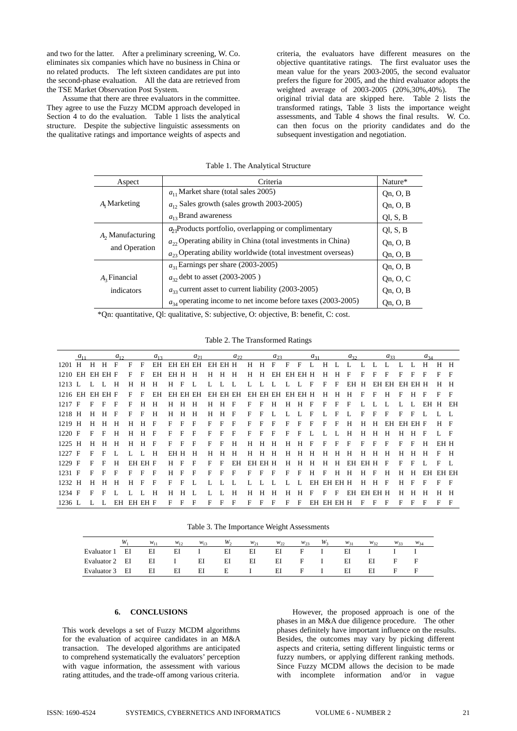and two for the latter. After a preliminary screening, W. Co. eliminates six companies which have no business in China or no related products. The left sixteen candidates are put into the second-phase evaluation. All the data are retrieved from the TSE Market Observation Post System.

Assume that there are three evaluators in the committee. They agree to use the Fuzzy MCDM approach developed in Section 4 to do the evaluation. Table 1 lists the analytical structure. Despite the subjective linguistic assessments on the qualitative ratings and importance weights of aspects and criteria, the evaluators have different measures on the objective quantitative ratings. The first evaluator uses the mean value for the years 2003-2005, the second evaluator prefers the figure for 2005, and the third evaluator adopts the weighted average of 2003-2005 (20%,30%,40%). The original trivial data are skipped here. Table 2 lists the transformed ratings, Table 3 lists the importance weight assessments, and Table 4 shows the final results. W. Co. can then focus on the priority candidates and do the subsequent investigation and negotiation.

Table 1. The Analytical Structure

| Aspect | Criteria | Nature* |
|---|---|---|
| $A_1$ Marketing | $a_{11}$ Market share (total sales 2005) | Qn, O, B |
| | $a_{12}$ Sales growth (sales growth 2003-2005) | Qn, O, B |
| | $a_{13}$ Brand awareness | Ql, S, B |
| $A_2$ Manufacturing and Operation | $a_{21}$ Products portfolio, overlapping or complimentary | Ql, S, B |
| | $a_{22}$ Operating ability in China (total investments in China) | Qn, O, B |
| | $a_{23}$ Operating ability worldwide (total investment overseas) | Qn, O, B |
| $A_3$ Financial indicators | $a_{31}$ Earnings per share (2003-2005) | Qn, O, B |
| | $a_{32}$ debt to asset (2003-2005 ) | Qn, O, C |
| | $a_{33}$ current asset to current liability (2003-2005) | Qn, O, B |
| | $a_{34}$ operating income to net income before taxes (2003-2005) | Qn, O, B |

*Qn: quantitative, Ql: qualitative, S: subjective, O: objective, B: benefit, C: cost.

Table 2. The Transformed Ratings

| | $a_{11}$ | $a_{12}$ | $a_{13}$ | $a_{21}$ | $a_{22}$ | $a_{23}$ | $a_{31}$ | $a_{32}$ | $a_{33}$ | $a_{34}$ |
|---|---|---|---|---|---|---|---|---|---|---|
| 1201 | H H H | F F F | EH EH EH | EH EH EH | H H H | F F F | L H L | L L L | L L L | H H H |
| 1210 | EH EH EH | F F F | EH EH H | H H H | H H H | EH EH EH | H H H | F F F | F F F | F F F |
| 1213 | L L L | H H H | H H F | L L L | L L L | L L L | L F F | EH H EH | EH EH EH | H H H |
| 1216 | EH EH EH | F F F | EH EH EH | EH EH EH | EH EH EH | EH EH EH | H H H | H F F | H F H | F F F |
| 1217 | F F F | F F H | H H H | H H H | F F F | H H H | F F F | F L L | L L L | EH H EH |
| 1218 | H H H | F F F | H H H | H H H | H H F | F F L | L F L | F F F | F F L | L L |
| 1219 | H H H | H H F | F F F | F F F | F F F | F F F | F F H | H H EH | EH EH F | H F |
| 1220 | F F F | H H F | F F F | F F F | F F F | F F L | L L H | H H H | H H F | L F |
| 1225 | H H H | H H F | F F F | F F H | H H H | H H F | F F F | F F F | F F H | EH H |
| 1227 | F F L | L L H | EH H H | H H H | H H H | H H H | H H H | H H H | H H H | F H |
| 1229 | F F F | H EH EH | F H F | F F EH | EH EH H | H H H | H H H | EH EH H | F F L | F L |
| 1231 | F F F | F F F | H F F | F F F | F F F | F F H | F H H | H F H | H H EH | EH EH |
| 1232 | H H H | H F F | F F L | L L L | L L L | L L L | EH EH EH | H H H | F H F | F F F |
| 1234 | F F L | L L H | H H L | L L H | H H H | H H F | F F EH | EH EH H | H H H | H H |
| 1236 | L L L | EH EH EH | F F F | F F F | F F F | F F F | EH EH EH | H F F | F F F | F F |

Table 3. The Importance Weight Assessments

| | $W_1$ | $w_{11}$ | $w_{12}$ | $w_{13}$ | $W_2$ | $w_{21}$ | $w_{22}$ | $w_{23}$ | $W_3$ | $w_{31}$ | $w_{32}$ | $w_{33}$ | $w_{34}$ |
|---|---|---|---|---|---|---|---|---|---|---|---|---|---|
| Evaluator 1 | EI | EI | EI | I | EI | EI | EI | F | I | EI | I | I | I |
| Evaluator 2 | EI | EI | I | EI | EI | EI | EI | F | I | EI | EI | F | F |
| Evaluator 3 | EI | EI | EI | EI | E | I | EI | F | I | EI | EI | F | F |

## 6. CONCLUSIONS

This work develops a set of Fuzzy MCDM algorithms for the evaluation of acquiree candidates in an M&A transaction. The developed algorithms are anticipated to comprehend systematically the evaluators' perception with vague information, the assessment with various rating attitudes, and the trade-off among various criteria.

However, the proposed approach is one of the phases in an M&A due diligence procedure. The other phases definitely have important influence on the results. Besides, the outcomes may vary by picking different aspects and criteria, setting different linguistic terms or fuzzy numbers, or applying different ranking methods. Since Fuzzy MCDM allows the decision to be made with incomplete information and/or in vague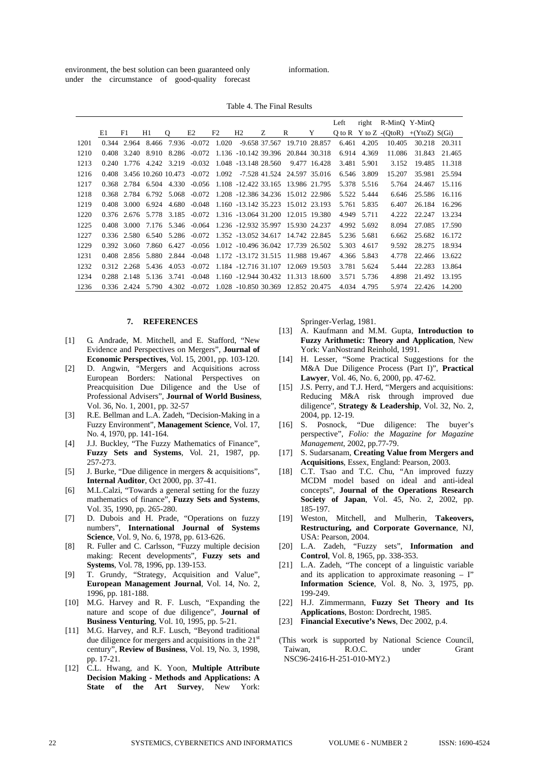environment, the best solution can been guaranteed only under the circumstance of good-quality forecast information.

Table 4. The Final Results

| | E1 | F1 | H1 | Q | E2 | F2 | H2 | Z | R | Y | Left Q to R | right Y to Z | R-MinQ -(QtoR) | Y-MinQ +(YtoZ) | S(Gi) |
|---|---|---|---|---|---|---|---|---|---|---|---|---|---|---|---|
| 1201 | 0.344 | 2.964 | 8.466 | 7.936 | -0.072 | 1.020 | -9.658 | 37.567 | 19.710 | 28.857 | 6.461 | 4.205 | 10.405 | 30.218 | 20.311 |
| 1210 | 0.408 | 3.240 | 8.910 | 8.286 | -0.072 | 1.136 | -10.142 | 39.396 | 20.844 | 30.318 | 6.914 | 4.369 | 11.086 | 31.843 | 21.465 |
| 1213 | 0.240 | 1.776 | 4.242 | 3.219 | -0.032 | 1.048 | -13.148 | 28.560 | 9.477 | 16.428 | 3.481 | 5.901 | 3.152 | 19.485 | 11.318 |
| 1216 | 0.408 | 3.456 | 10.260 | 10.473 | -0.072 | 1.092 | -7.528 | 41.524 | 24.597 | 35.016 | 6.546 | 3.809 | 15.207 | 35.981 | 25.594 |
| 1217 | 0.368 | 2.784 | 6.504 | 4.330 | -0.056 | 1.108 | -12.422 | 33.165 | 13.986 | 21.795 | 5.378 | 5.516 | 5.764 | 24.467 | 15.116 |
| 1218 | 0.368 | 2.784 | 6.792 | 5.068 | -0.072 | 1.208 | -12.386 | 34.236 | 15.012 | 22.986 | 5.522 | 5.444 | 6.646 | 25.586 | 16.116 |
| 1219 | 0.408 | 3.000 | 6.924 | 4.680 | -0.048 | 1.160 | -13.142 | 35.223 | 15.012 | 23.193 | 5.761 | 5.835 | 6.407 | 26.184 | 16.296 |
| 1220 | 0.376 | 2.676 | 5.778 | 3.185 | -0.072 | 1.316 | -13.064 | 31.200 | 12.015 | 19.380 | 4.949 | 5.711 | 4.222 | 22.247 | 13.234 |
| 1225 | 0.408 | 3.000 | 7.176 | 5.346 | -0.064 | 1.236 | -12.932 | 35.997 | 15.930 | 24.237 | 4.992 | 5.692 | 8.094 | 27.085 | 17.590 |
| 1227 | 0.336 | 2.580 | 6.540 | 5.286 | -0.072 | 1.352 | -13.052 | 34.617 | 14.742 | 22.845 | 5.236 | 5.681 | 6.662 | 25.682 | 16.172 |
| 1229 | 0.392 | 3.060 | 7.860 | 6.427 | -0.056 | 1.012 | -10.496 | 36.042 | 17.739 | 26.502 | 5.303 | 4.617 | 9.592 | 28.275 | 18.934 |
| 1231 | 0.408 | 2.856 | 5.880 | 2.844 | -0.048 | 1.172 | -13.172 | 31.515 | 11.988 | 19.467 | 4.366 | 5.843 | 4.778 | 22.466 | 13.622 |
| 1232 | 0.312 | 2.268 | 5.436 | 4.053 | -0.072 | 1.184 | -12.716 | 31.107 | 12.069 | 19.503 | 3.781 | 5.624 | 5.444 | 22.283 | 13.864 |
| 1234 | 0.288 | 2.148 | 5.136 | 3.741 | -0.048 | 1.160 | -12.944 | 30.432 | 11.313 | 18.600 | 3.571 | 5.736 | 4.898 | 21.492 | 13.195 |
| 1236 | 0.336 | 2.424 | 5.790 | 4.302 | -0.072 | 1.028 | -10.850 | 30.369 | 12.852 | 20.475 | 4.034 | 4.795 | 5.974 | 22.426 | 14.200 |

## 7. REFERENCES

[1] G. Andrade, M. Mitchell, and E. Stafford, "New Evidence and Perspectives on Mergers", **Journal of Economic Perspectives**, Vol. 15, 2001, pp. 103-120.

[2] D. Angwin, "Mergers and Acquisitions across European Borders: National Perspectives on Preacquisition Due Diligence and the Use of Professional Advisers", **Journal of World Business**, Vol. 36, No. 1, 2001, pp. 32-57

[3] R.E. Bellman and L.A. Zadeh, "Decision-Making in a Fuzzy Environment", **Management Science**, Vol. 17, No. 4, 1970, pp. 141-164.

[4] J.J. Buckley, "The Fuzzy Mathematics of Finance", **Fuzzy Sets and Systems**, Vol. 21, 1987, pp. 257-273.

[5] J. Burke, "Due diligence in mergers & acquisitions", **Internal Auditor**, Oct 2000, pp. 37-41.

[6] M.L.Calzi, "Towards a general setting for the fuzzy mathematics of finance", **Fuzzy Sets and Systems**, Vol. 35, 1990, pp. 265-280.

[7] D. Dubois and H. Prade, "Operations on fuzzy numbers", **International Journal of Systems Science**, Vol. 9, No. 6, 1978, pp. 613-626.

[8] R. Fuller and C. Carlsson, "Fuzzy multiple decision making: Recent developments", **Fuzzy sets and Systems**, Vol. 78, 1996, pp. 139-153.

[9] T. Grundy, "Strategy, Acquisition and Value", **European Management Journal**, Vol. 14, No. 2, 1996, pp. 181-188.

[10] M.G. Harvey and R. F. Lusch, "Expanding the nature and scope of due diligence", **Journal of Business Venturing**, Vol. 10, 1995, pp. 5-21.

[11] M.G. Harvey, and R.F. Lusch, "Beyond traditional due diligence for mergers and acquisitions in the 21st century", **Review of Business**, Vol. 19, No. 3, 1998, pp. 17-21.

[12] C.L. Hwang, and K. Yoon, **Multiple Attribute Decision Making - Methods and Applications: A State of the Art Survey**, New York: Springer-Verlag, 1981.

[13] A. Kaufmann and M.M. Gupta, **Introduction to Fuzzy Arithmetic: Theory and Application**, New York: VanNostrand Reinhold, 1991.

[14] H. Lesser, "Some Practical Suggestions for the M&A Due Diligence Process (Part I)", **Practical Lawyer**, Vol. 46, No. 6, 2000, pp. 47-62.

[15] J.S. Perry, and T.J. Herd, "Mergers and acquisitions: Reducing M&A risk through improved due diligence", **Strategy & Leadership**, Vol. 32, No. 2, 2004, pp. 12-19.

[16] S. Posnock, "Due diligence: The buyer's perspective", *Folio: the Magazine for Magazine Management*, 2002, pp.77-79.

[17] S. Sudarsanam, **Creating Value from Mergers and Acquisitions**, Essex, England: Pearson, 2003.

[18] C.T. Tsao and T.C. Chu, "An improved fuzzy MCDM model based on ideal and anti-ideal concepts", **Journal of the Operations Research Society of Japan**, Vol. 45, No. 2, 2002, pp. 185-197.

[19] Weston, Mitchell, and Mulherin, **Takeovers, Restructuring, and Corporate Governance**, NJ, USA: Pearson, 2004.

[20] L.A. Zadeh, "Fuzzy sets", **Information and Control**, Vol. 8, 1965, pp. 338-353.

[21] L.A. Zadeh, "The concept of a linguistic variable and its application to approximate reasoning – I" **Information Science**, Vol. 8, No. 3, 1975, pp. 199-249.

[22] H.J. Zimmermann, **Fuzzy Set Theory and Its Applications**, Boston: Dordrecht, 1985.

[23] **Financial Executive's News**, Dec 2002, p.4.

(This work is supported by National Science Council, Taiwan, R.O.C. under Grant NSC96-2416-H-251-010-MY2.)